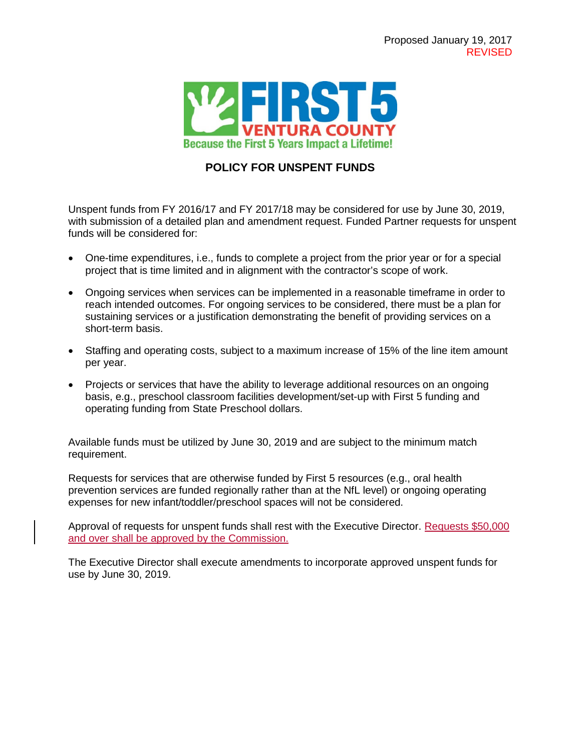Proposed January 19, 2017
REVISED

FIRST 5 VENTURA COUNTY
Because the First 5 Years Impact a Lifetime!

# POLICY FOR UNSPENT FUNDS

Unspent funds from FY 2016/17 and FY 2017/18 may be considered for use by June 30, 2019, with submission of a detailed plan and amendment request. Funded Partner requests for unspent funds will be considered for:

- One-time expenditures, i.e., funds to complete a project from the prior year or for a special project that is time limited and in alignment with the contractor's scope of work.
- Ongoing services when services can be implemented in a reasonable timeframe in order to reach intended outcomes. For ongoing services to be considered, there must be a plan for sustaining services or a justification demonstrating the benefit of providing services on a short-term basis.
- Staffing and operating costs, subject to a maximum increase of 15% of the line item amount per year.
- Projects or services that have the ability to leverage additional resources on an ongoing basis, e.g., preschool classroom facilities development/set-up with First 5 funding and operating funding from State Preschool dollars.

Available funds must be utilized by June 30, 2019 and are subject to the minimum match requirement.

Requests for services that are otherwise funded by First 5 resources (e.g., oral health prevention services are funded regionally rather than at the NfL level) or ongoing operating expenses for new infant/toddler/preschool spaces will not be considered.

Approval of requests for unspent funds shall rest with the Executive Director. Requests $50,000 and over shall be approved by the Commission.

The Executive Director shall execute amendments to incorporate approved unspent funds for use by June 30, 2019.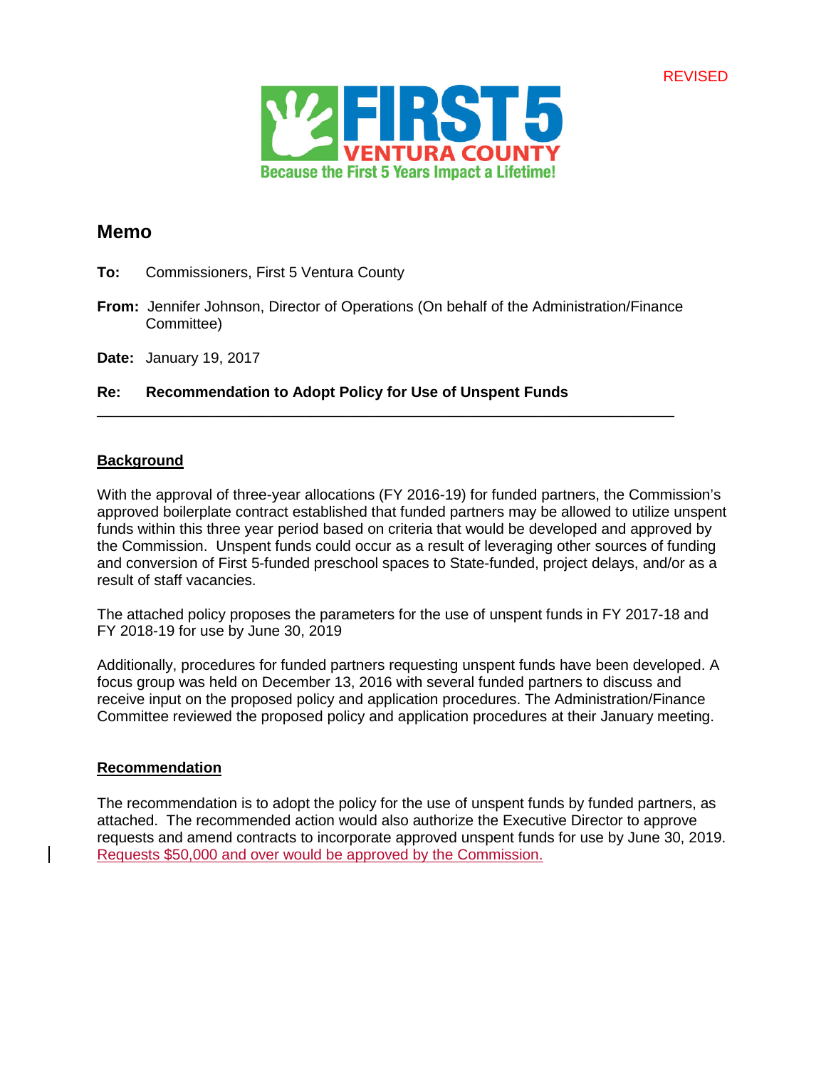REVISED

FIRST 5 VENTURA COUNTY

Because the First 5 Years Impact a Lifetime!

# Memo

**To:** Commissioners, First 5 Ventura County

**From:** Jennifer Johnson, Director of Operations (On behalf of the Administration/Finance Committee)

**Date:** January 19, 2017

**Re:** **Recommendation to Adopt Policy for Use of Unspent Funds**

---

## Background

With the approval of three-year allocations (FY 2016-19) for funded partners, the Commission's approved boilerplate contract established that funded partners may be allowed to utilize unspent funds within this three year period based on criteria that would be developed and approved by the Commission. Unspent funds could occur as a result of leveraging other sources of funding and conversion of First 5-funded preschool spaces to State-funded, project delays, and/or as a result of staff vacancies.

The attached policy proposes the parameters for the use of unspent funds in FY 2017-18 and FY 2018-19 for use by June 30, 2019

Additionally, procedures for funded partners requesting unspent funds have been developed. A focus group was held on December 13, 2016 with several funded partners to discuss and receive input on the proposed policy and application procedures. The Administration/Finance Committee reviewed the proposed policy and application procedures at their January meeting.

## Recommendation

The recommendation is to adopt the policy for the use of unspent funds by funded partners, as attached. The recommended action would also authorize the Executive Director to approve requests and amend contracts to incorporate approved unspent funds for use by June 30, 2019. Requests $50,000 and over would be approved by the Commission.